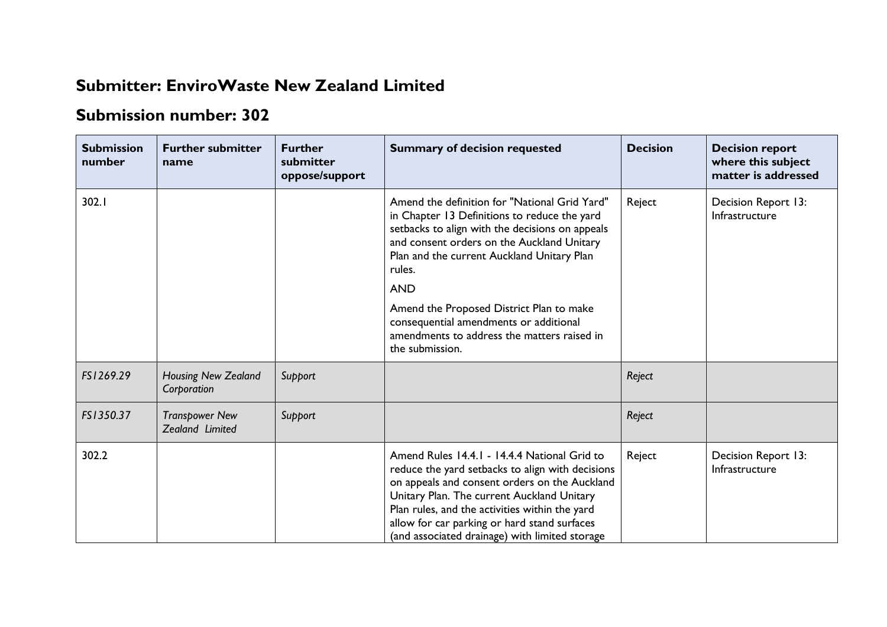## Submitter: EnviroWaste New Zealand Limited

## Submission number: 302

| Submission number | Further submitter name | Further submitter oppose/support | Summary of decision requested | Decision | Decision report where this subject matter is addressed |
|---|---|---|---|---|---|
| 302.1 | | | Amend the definition for "National Grid Yard" in Chapter 13 Definitions to reduce the yard setbacks to align with the decisions on appeals and consent orders on the Auckland Unitary Plan and the current Auckland Unitary Plan rules.<br><br>AND<br><br>Amend the Proposed District Plan to make consequential amendments or additional amendments to address the matters raised in the submission. | Reject | Decision Report 13: Infrastructure |
| *FS1269.29* | *Housing New Zealand Corporation* | *Support* | | *Reject* | |
| *FS1350.37* | *Transpower New Zealand Limited* | *Support* | | *Reject* | |
| 302.2 | | | Amend Rules 14.4.1 - 14.4.4 National Grid to reduce the yard setbacks to align with decisions on appeals and consent orders on the Auckland Unitary Plan. The current Auckland Unitary Plan rules, and the activities within the yard allow for car parking or hard stand surfaces (and associated drainage) with limited storage | Reject | Decision Report 13: Infrastructure |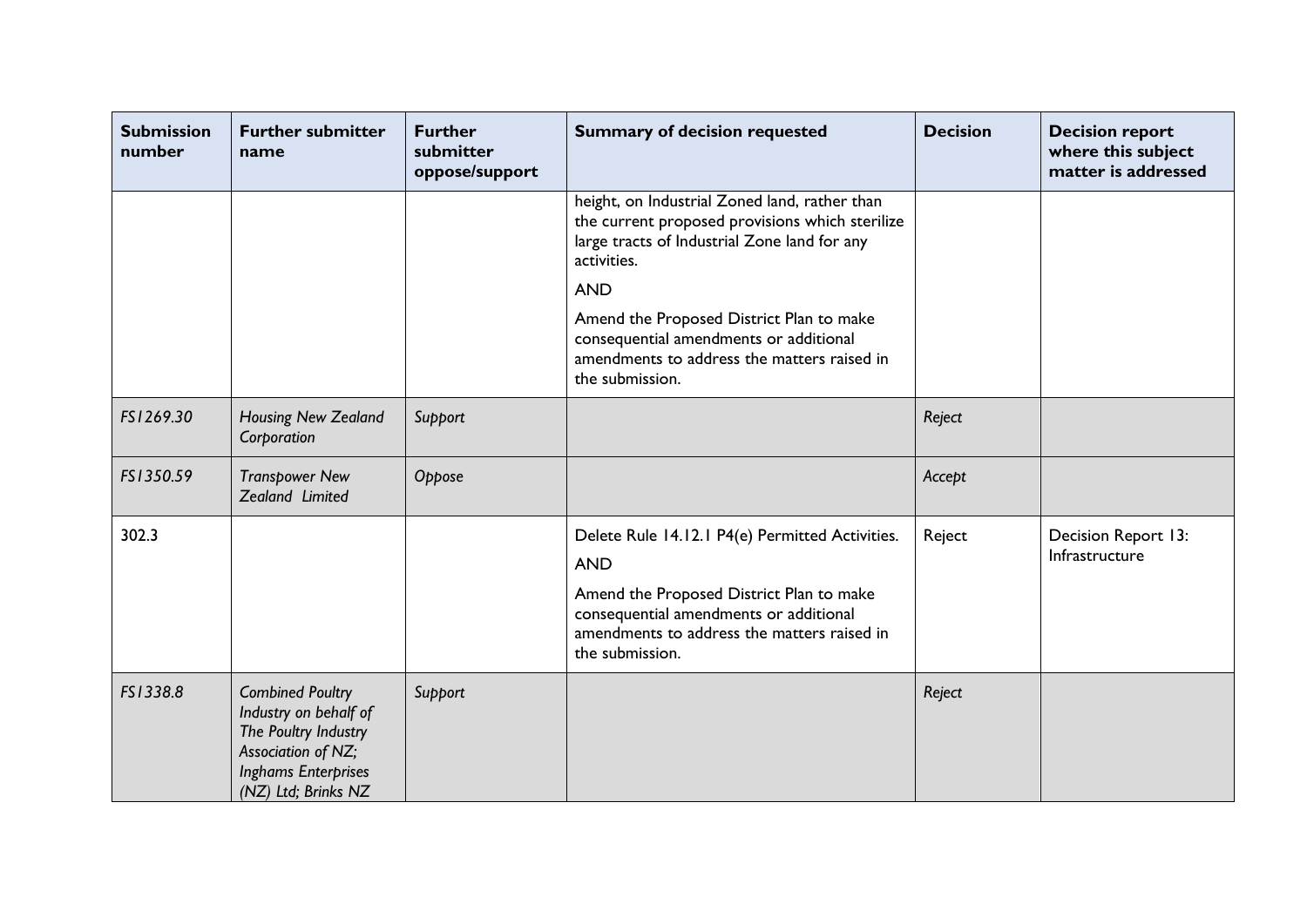| Submission number | Further submitter name | Further submitter oppose/support | Summary of decision requested | Decision | Decision report where this subject matter is addressed |
|---|---|---|---|---|---|
| | | | height, on Industrial Zoned land, rather than the current proposed provisions which sterilize large tracts of Industrial Zone land for any activities.<br><br>AND<br><br>Amend the Proposed District Plan to make consequential amendments or additional amendments to address the matters raised in the submission. | | |
| *FS1269.30* | *Housing New Zealand Corporation* | *Support* | | *Reject* | |
| *FS1350.59* | *Transpower New Zealand Limited* | *Oppose* | | *Accept* | |
| 302.3 | | | Delete Rule 14.12.1 P4(e) Permitted Activities.<br><br>AND<br><br>Amend the Proposed District Plan to make consequential amendments or additional amendments to address the matters raised in the submission. | Reject | Decision Report 13: Infrastructure |
| *FS1338.8* | *Combined Poultry Industry on behalf of The Poultry Industry Association of NZ; Inghams Enterprises (NZ) Ltd; Brinks NZ* | *Support* | | *Reject* | |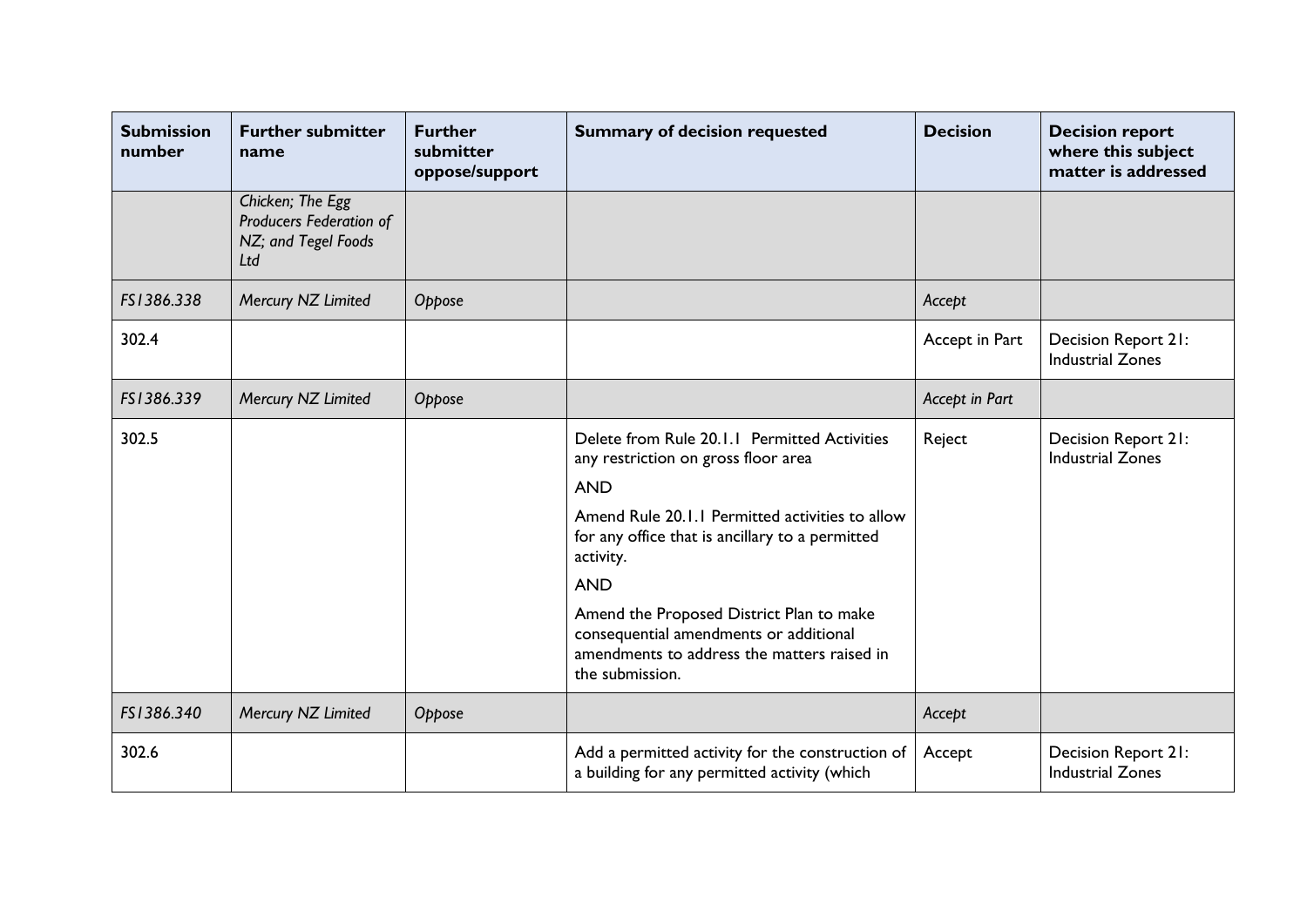| Submission number | Further submitter name | Further submitter oppose/support | Summary of decision requested | Decision | Decision report where this subject matter is addressed |
|---|---|---|---|---|---|
| | *Chicken; The Egg Producers Federation of NZ; and Tegel Foods Ltd* | | | | |
| *FS1386.338* | *Mercury NZ Limited* | *Oppose* | | *Accept* | |
| 302.4 | | | | Accept in Part | Decision Report 21: Industrial Zones |
| *FS1386.339* | *Mercury NZ Limited* | *Oppose* | | *Accept in Part* | |
| 302.5 | | | Delete from Rule 20.1.1 Permitted Activities any restriction on gross floor area<br><br>AND<br><br>Amend Rule 20.1.1 Permitted activities to allow for any office that is ancillary to a permitted activity.<br><br>AND<br><br>Amend the Proposed District Plan to make consequential amendments or additional amendments to address the matters raised in the submission. | Reject | Decision Report 21: Industrial Zones |
| *FS1386.340* | *Mercury NZ Limited* | *Oppose* | | *Accept* | |
| 302.6 | | | Add a permitted activity for the construction of a building for any permitted activity (which | Accept | Decision Report 21: Industrial Zones |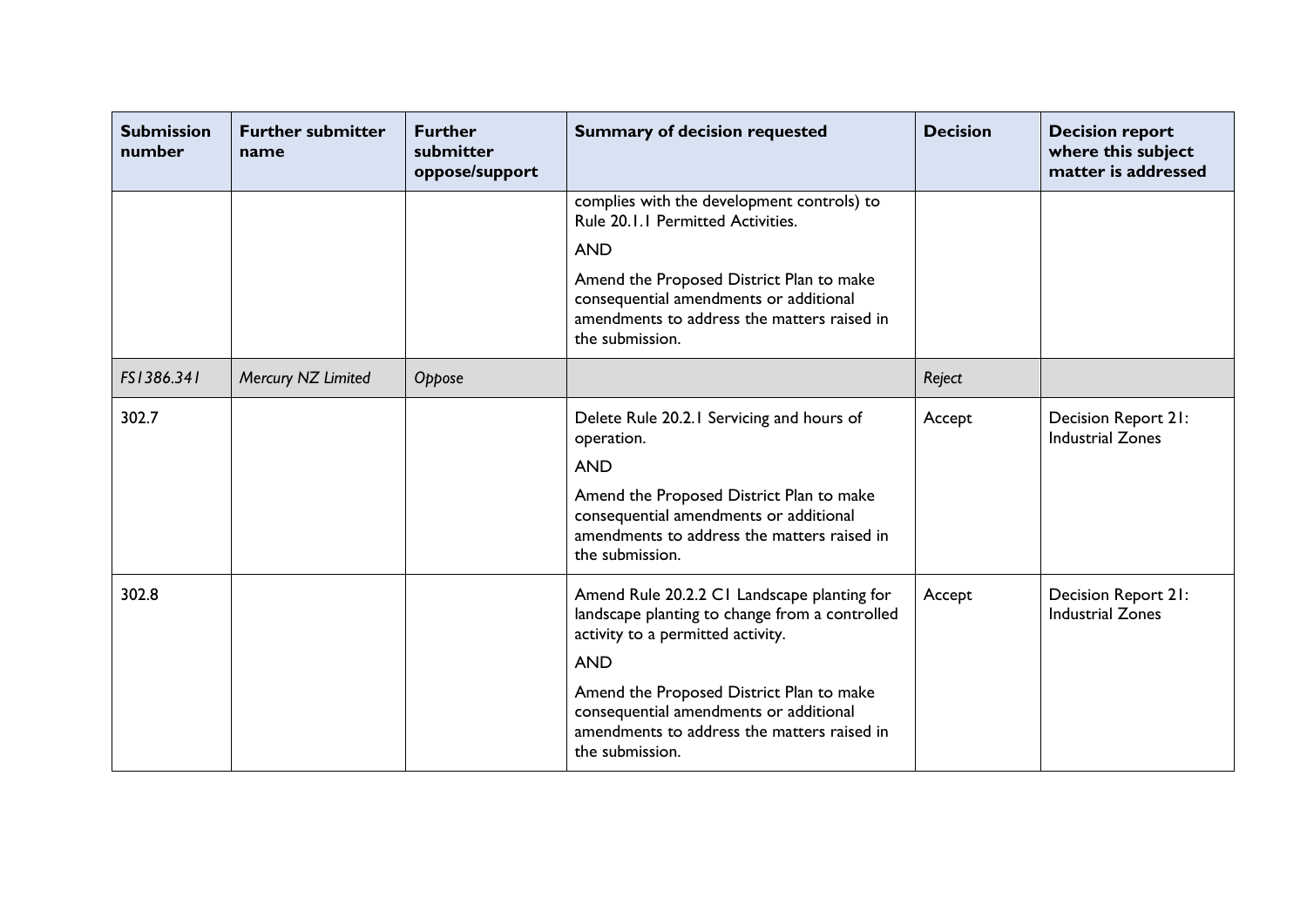| Submission number | Further submitter name | Further submitter oppose/support | Summary of decision requested | Decision | Decision report where this subject matter is addressed |
|---|---|---|---|---|---|
| | | | complies with the development controls) to Rule 20.1.1 Permitted Activities.<br><br>AND<br><br>Amend the Proposed District Plan to make consequential amendments or additional amendments to address the matters raised in the submission. | | |
| *FS1386.341* | *Mercury NZ Limited* | *Oppose* | | *Reject* | |
| 302.7 | | | Delete Rule 20.2.1 Servicing and hours of operation.<br><br>AND<br><br>Amend the Proposed District Plan to make consequential amendments or additional amendments to address the matters raised in the submission. | Accept | Decision Report 21: Industrial Zones |
| 302.8 | | | Amend Rule 20.2.2 C1 Landscape planting for landscape planting to change from a controlled activity to a permitted activity.<br><br>AND<br><br>Amend the Proposed District Plan to make consequential amendments or additional amendments to address the matters raised in the submission. | Accept | Decision Report 21: Industrial Zones |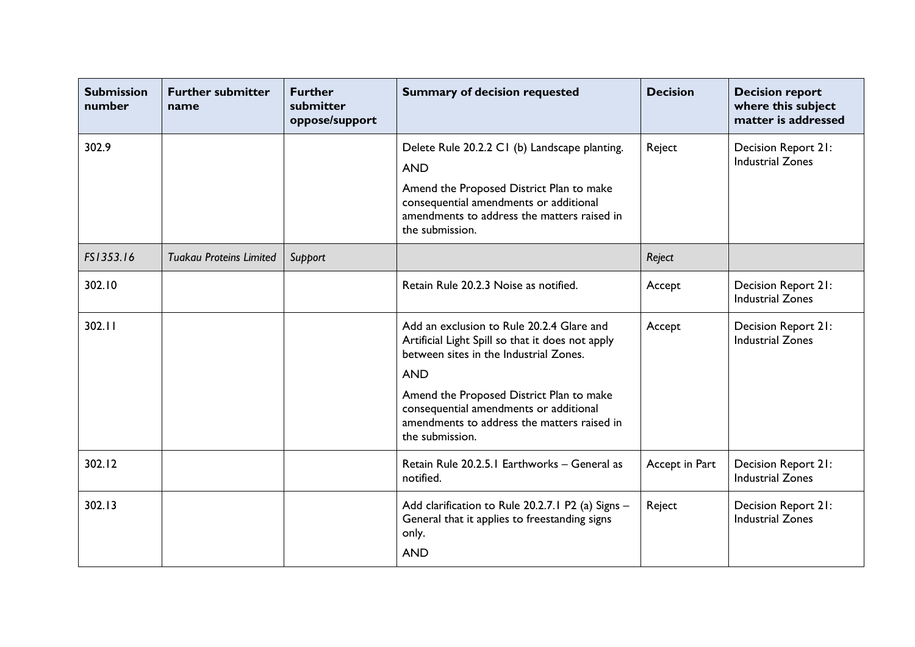| Submission number | Further submitter name | Further submitter oppose/support | Summary of decision requested | Decision | Decision report where this subject matter is addressed |
|---|---|---|---|---|---|
| 302.9 | | | Delete Rule 20.2.2 C1 (b) Landscape planting.<br><br>AND<br><br>Amend the Proposed District Plan to make consequential amendments or additional amendments to address the matters raised in the submission. | Reject | Decision Report 21: Industrial Zones |
| *FS1353.16* | *Tuakau Proteins Limited* | *Support* | | *Reject* | |
| 302.10 | | | Retain Rule 20.2.3 Noise as notified. | Accept | Decision Report 21: Industrial Zones |
| 302.11 | | | Add an exclusion to Rule 20.2.4 Glare and Artificial Light Spill so that it does not apply between sites in the Industrial Zones.<br><br>AND<br><br>Amend the Proposed District Plan to make consequential amendments or additional amendments to address the matters raised in the submission. | Accept | Decision Report 21: Industrial Zones |
| 302.12 | | | Retain Rule 20.2.5.1 Earthworks – General as notified. | Accept in Part | Decision Report 21: Industrial Zones |
| 302.13 | | | Add clarification to Rule 20.2.7.1 P2 (a) Signs – General that it applies to freestanding signs only.<br><br>AND | Reject | Decision Report 21: Industrial Zones |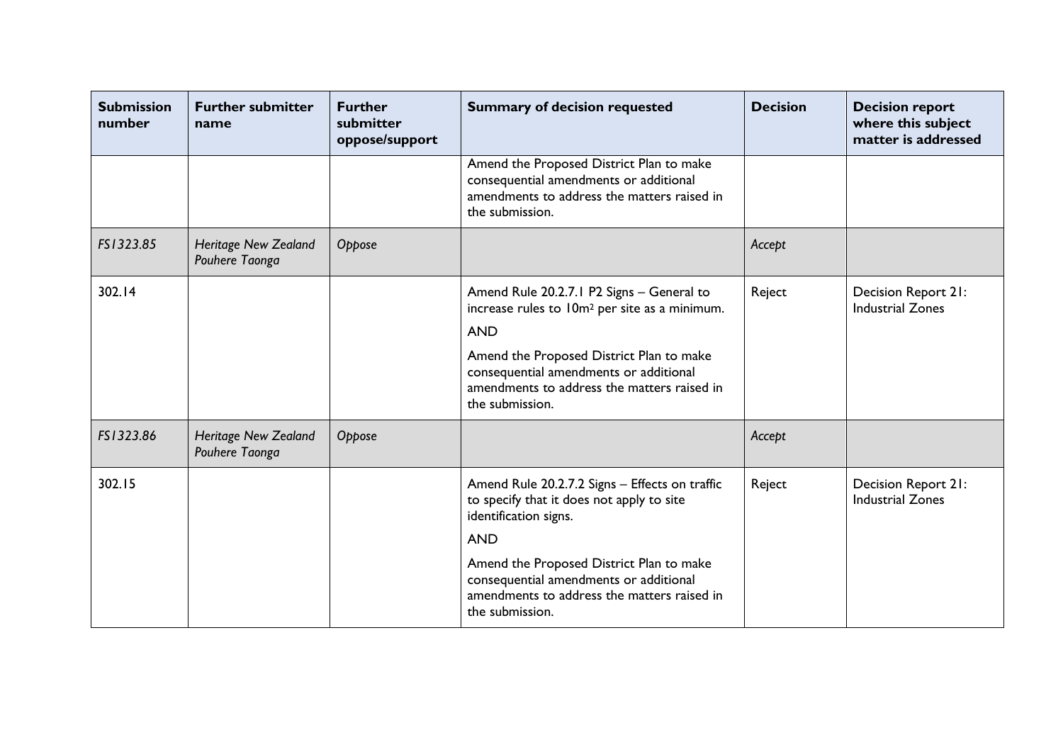| Submission number | Further submitter name | Further submitter oppose/support | Summary of decision requested | Decision | Decision report where this subject matter is addressed |
|---|---|---|---|---|---|
| | | | Amend the Proposed District Plan to make consequential amendments or additional amendments to address the matters raised in the submission. | | |
| *FS1323.85* | *Heritage New Zealand Pouhere Taonga* | *Oppose* | | *Accept* | |
| 302.14 | | | Amend Rule 20.2.7.1 P2 Signs – General to increase rules to 10m$^2$ per site as a minimum.<br><br>AND<br><br>Amend the Proposed District Plan to make consequential amendments or additional amendments to address the matters raised in the submission. | Reject | Decision Report 21: Industrial Zones |
| *FS1323.86* | *Heritage New Zealand Pouhere Taonga* | *Oppose* | | *Accept* | |
| 302.15 | | | Amend Rule 20.2.7.2 Signs – Effects on traffic to specify that it does not apply to site identification signs.<br><br>AND<br><br>Amend the Proposed District Plan to make consequential amendments or additional amendments to address the matters raised in the submission. | Reject | Decision Report 21: Industrial Zones |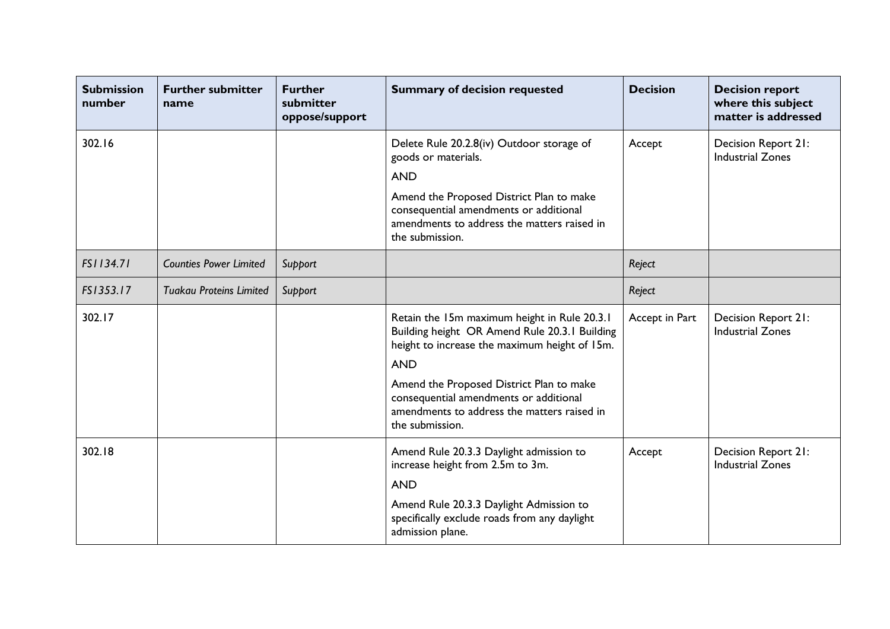| Submission number | Further submitter name | Further submitter oppose/support | Summary of decision requested | Decision | Decision report where this subject matter is addressed |
|---|---|---|---|---|---|
| 302.16 | | | Delete Rule 20.2.8(iv) Outdoor storage of goods or materials.<br><br>AND<br><br>Amend the Proposed District Plan to make consequential amendments or additional amendments to address the matters raised in the submission. | Accept | Decision Report 21: Industrial Zones |
| *FS1134.71* | *Counties Power Limited* | *Support* | | *Reject* | |
| *FS1353.17* | *Tuakau Proteins Limited* | *Support* | | *Reject* | |
| 302.17 | | | Retain the 15m maximum height in Rule 20.3.1 Building height OR Amend Rule 20.3.1 Building height to increase the maximum height of 15m.<br><br>AND<br><br>Amend the Proposed District Plan to make consequential amendments or additional amendments to address the matters raised in the submission. | Accept in Part | Decision Report 21: Industrial Zones |
| 302.18 | | | Amend Rule 20.3.3 Daylight admission to increase height from 2.5m to 3m.<br><br>AND<br><br>Amend Rule 20.3.3 Daylight Admission to specifically exclude roads from any daylight admission plane. | Accept | Decision Report 21: Industrial Zones |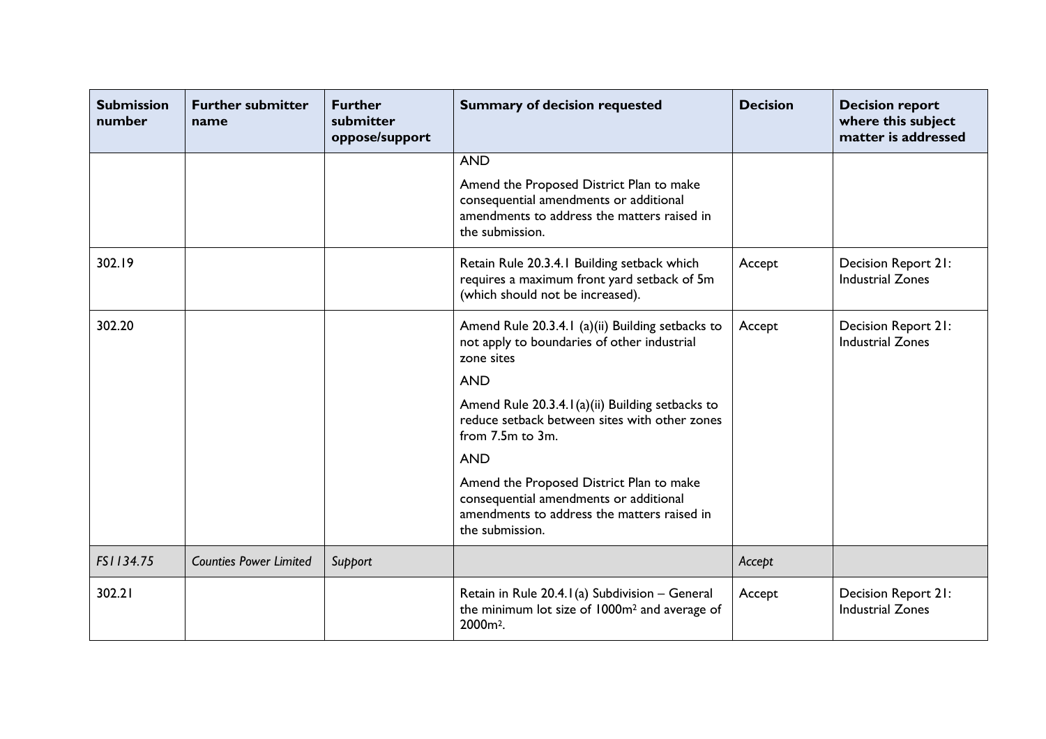| Submission number | Further submitter name | Further submitter oppose/support | Summary of decision requested | Decision | Decision report where this subject matter is addressed |
|---|---|---|---|---|---|
| | | | AND<br><br>Amend the Proposed District Plan to make consequential amendments or additional amendments to address the matters raised in the submission. | | |
| 302.19 | | | Retain Rule 20.3.4.1 Building setback which requires a maximum front yard setback of 5m (which should not be increased). | Accept | Decision Report 21: Industrial Zones |
| 302.20 | | | Amend Rule 20.3.4.1 (a)(ii) Building setbacks to not apply to boundaries of other industrial zone sites<br><br>AND<br><br>Amend Rule 20.3.4.1(a)(ii) Building setbacks to reduce setback between sites with other zones from 7.5m to 3m.<br><br>AND<br><br>Amend the Proposed District Plan to make consequential amendments or additional amendments to address the matters raised in the submission. | Accept | Decision Report 21: Industrial Zones |
| *FS1134.75* | *Counties Power Limited* | *Support* | | *Accept* | |
| 302.21 | | | Retain in Rule 20.4.1(a) Subdivision – General the minimum lot size of 1000m$^2$ and average of 2000m$^2$. | Accept | Decision Report 21: Industrial Zones |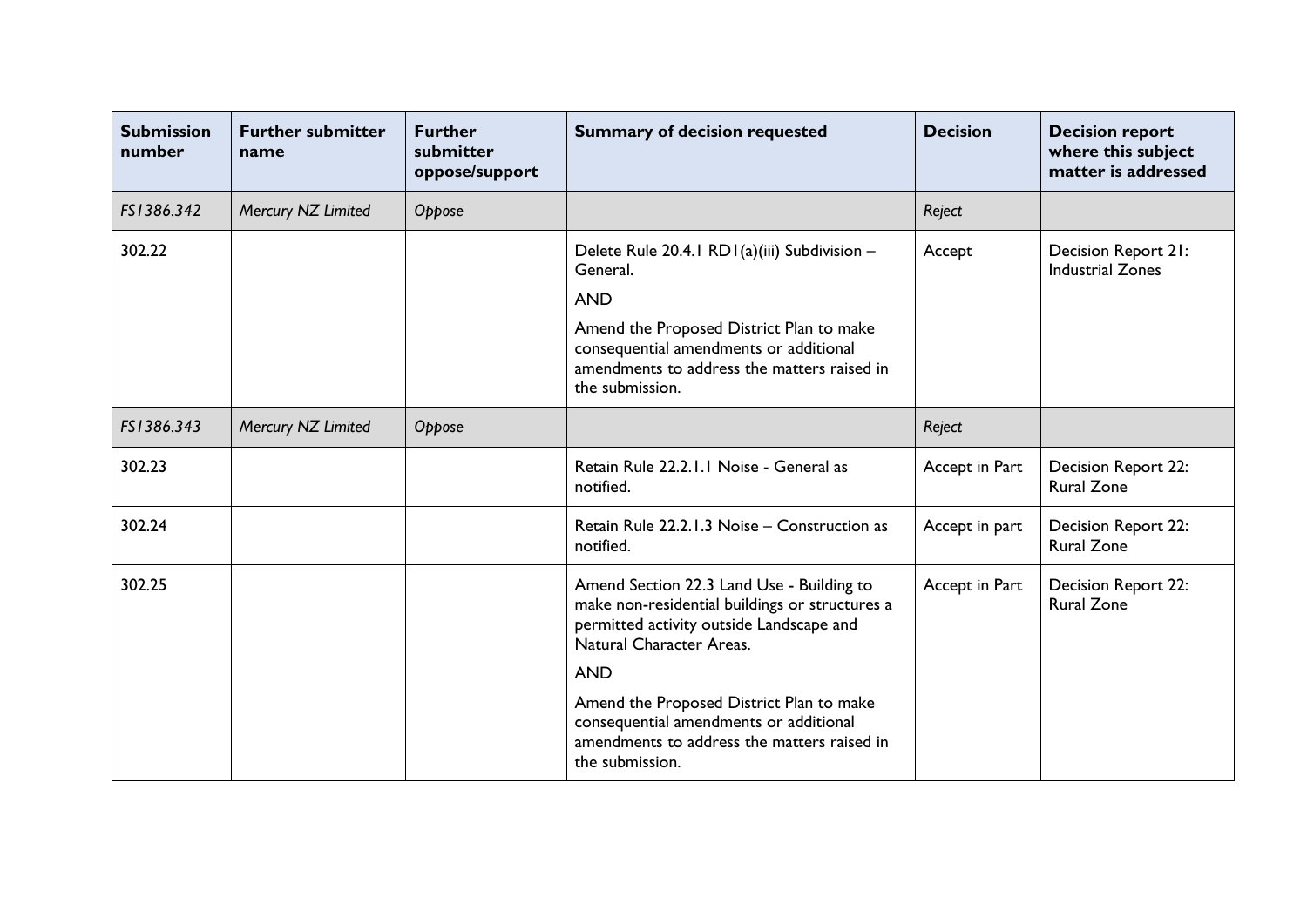| Submission number | Further submitter name | Further submitter oppose/support | Summary of decision requested | Decision | Decision report where this subject matter is addressed |
|---|---|---|---|---|---|
| *FS1386.342* | *Mercury NZ Limited* | *Oppose* | | *Reject* | |
| 302.22 | | | Delete Rule 20.4.1 RD1(a)(iii) Subdivision – General.<br><br>AND<br><br>Amend the Proposed District Plan to make consequential amendments or additional amendments to address the matters raised in the submission. | Accept | Decision Report 21: Industrial Zones |
| *FS1386.343* | *Mercury NZ Limited* | *Oppose* | | *Reject* | |
| 302.23 | | | Retain Rule 22.2.1.1 Noise - General as notified. | Accept in Part | Decision Report 22: Rural Zone |
| 302.24 | | | Retain Rule 22.2.1.3 Noise – Construction as notified. | Accept in part | Decision Report 22: Rural Zone |
| 302.25 | | | Amend Section 22.3 Land Use - Building to make non-residential buildings or structures a permitted activity outside Landscape and Natural Character Areas.<br><br>AND<br><br>Amend the Proposed District Plan to make consequential amendments or additional amendments to address the matters raised in the submission. | Accept in Part | Decision Report 22: Rural Zone |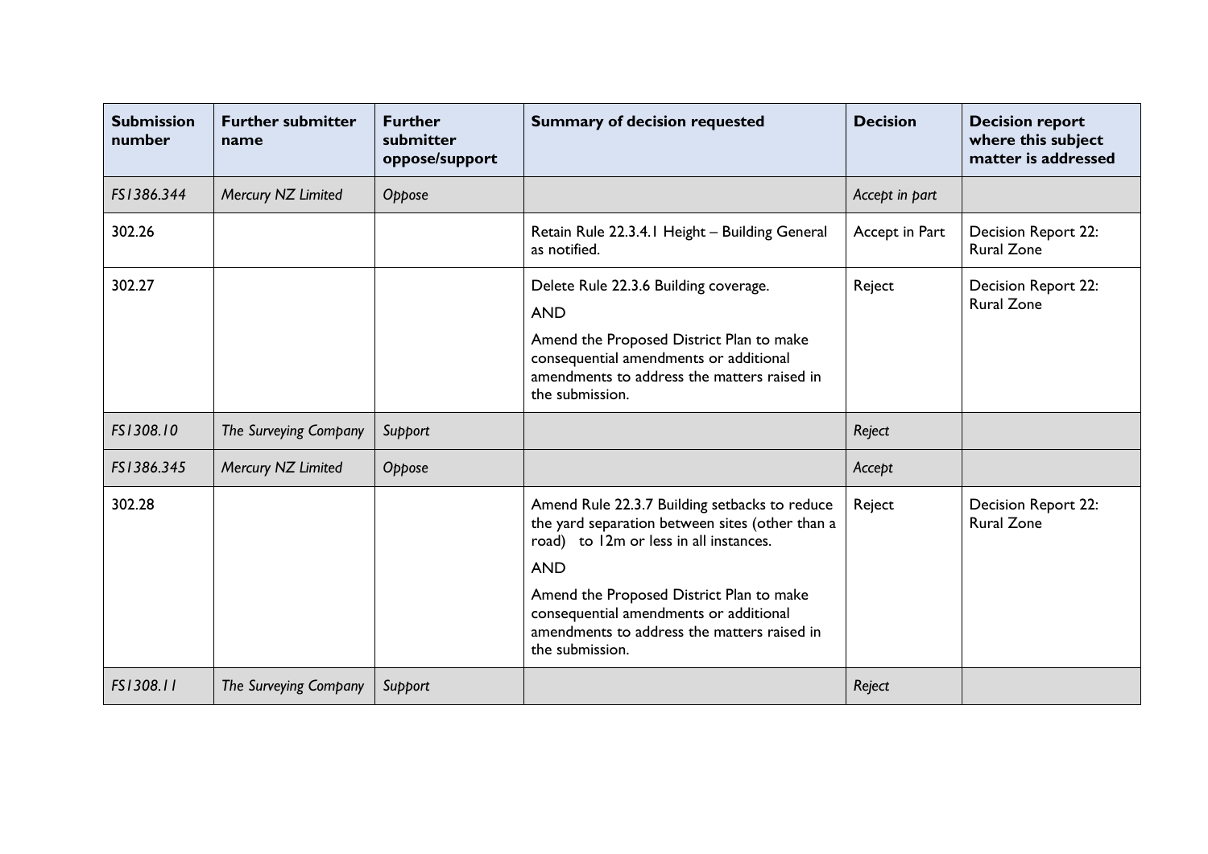| Submission number | Further submitter name | Further submitter oppose/support | Summary of decision requested | Decision | Decision report where this subject matter is addressed |
|---|---|---|---|---|---|
| *FS1386.344* | *Mercury NZ Limited* | *Oppose* | | *Accept in part* | |
| 302.26 | | | Retain Rule 22.3.4.1 Height – Building General as notified. | Accept in Part | Decision Report 22: Rural Zone |
| 302.27 | | | Delete Rule 22.3.6 Building coverage.<br>AND<br>Amend the Proposed District Plan to make consequential amendments or additional amendments to address the matters raised in the submission. | Reject | Decision Report 22: Rural Zone |
| *FS1308.10* | *The Surveying Company* | *Support* | | *Reject* | |
| *FS1386.345* | *Mercury NZ Limited* | *Oppose* | | *Accept* | |
| 302.28 | | | Amend Rule 22.3.7 Building setbacks to reduce the yard separation between sites (other than a road) to 12m or less in all instances.<br>AND<br>Amend the Proposed District Plan to make consequential amendments or additional amendments to address the matters raised in the submission. | Reject | Decision Report 22: Rural Zone |
| *FS1308.11* | *The Surveying Company* | *Support* | | *Reject* | |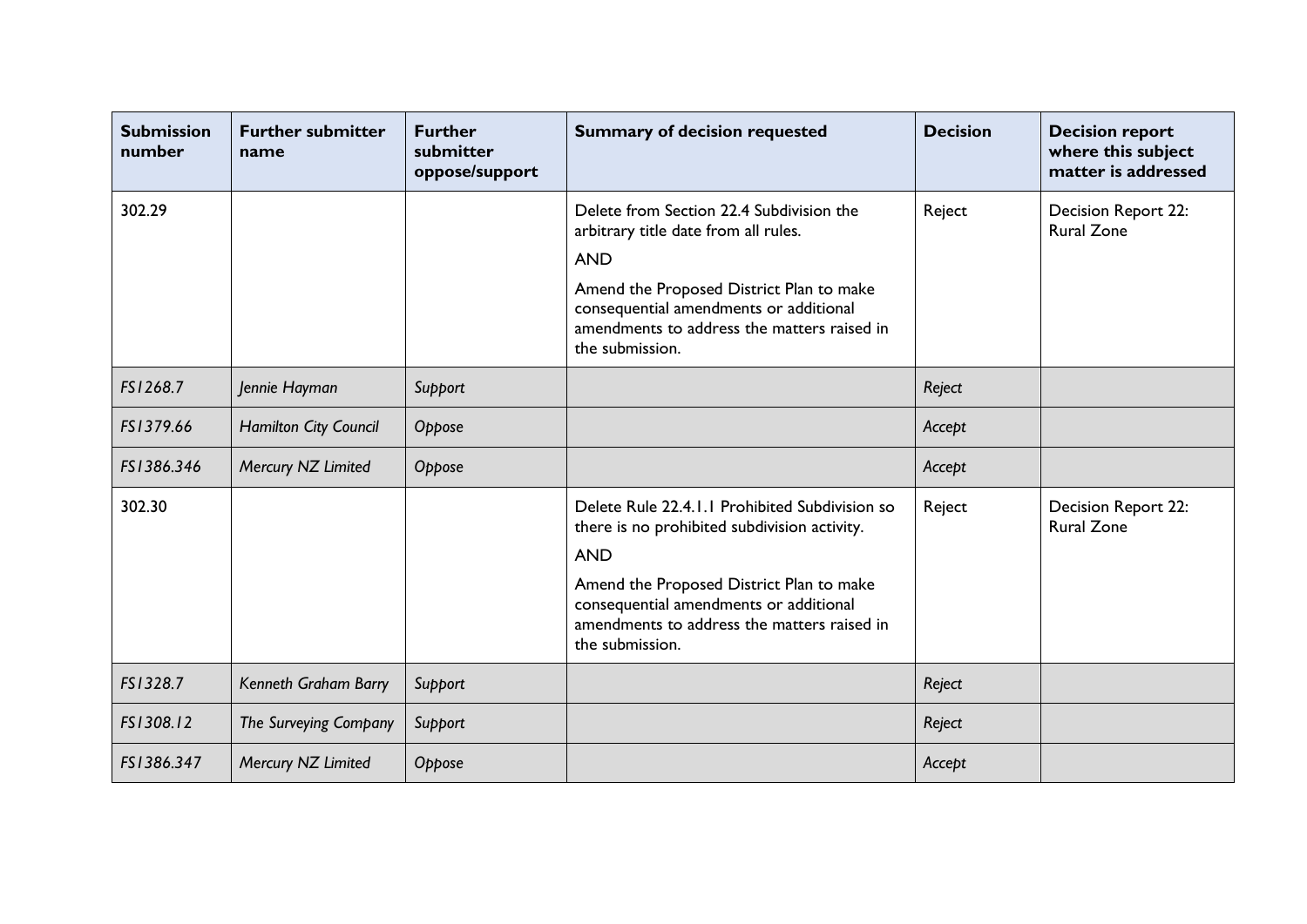| Submission number | Further submitter name | Further submitter oppose/support | Summary of decision requested | Decision | Decision report where this subject matter is addressed |
|---|---|---|---|---|---|
| 302.29 | | | Delete from Section 22.4 Subdivision the arbitrary title date from all rules.<br><br>AND<br><br>Amend the Proposed District Plan to make consequential amendments or additional amendments to address the matters raised in the submission. | Reject | Decision Report 22: Rural Zone |
| *FS1268.7* | *Jennie Hayman* | *Support* | | *Reject* | |
| *FS1379.66* | *Hamilton City Council* | *Oppose* | | *Accept* | |
| *FS1386.346* | *Mercury NZ Limited* | *Oppose* | | *Accept* | |
| 302.30 | | | Delete Rule 22.4.1.1 Prohibited Subdivision so there is no prohibited subdivision activity.<br><br>AND<br><br>Amend the Proposed District Plan to make consequential amendments or additional amendments to address the matters raised in the submission. | Reject | Decision Report 22: Rural Zone |
| *FS1328.7* | *Kenneth Graham Barry* | *Support* | | *Reject* | |
| *FS1308.12* | *The Surveying Company* | *Support* | | *Reject* | |
| *FS1386.347* | *Mercury NZ Limited* | *Oppose* | | *Accept* | |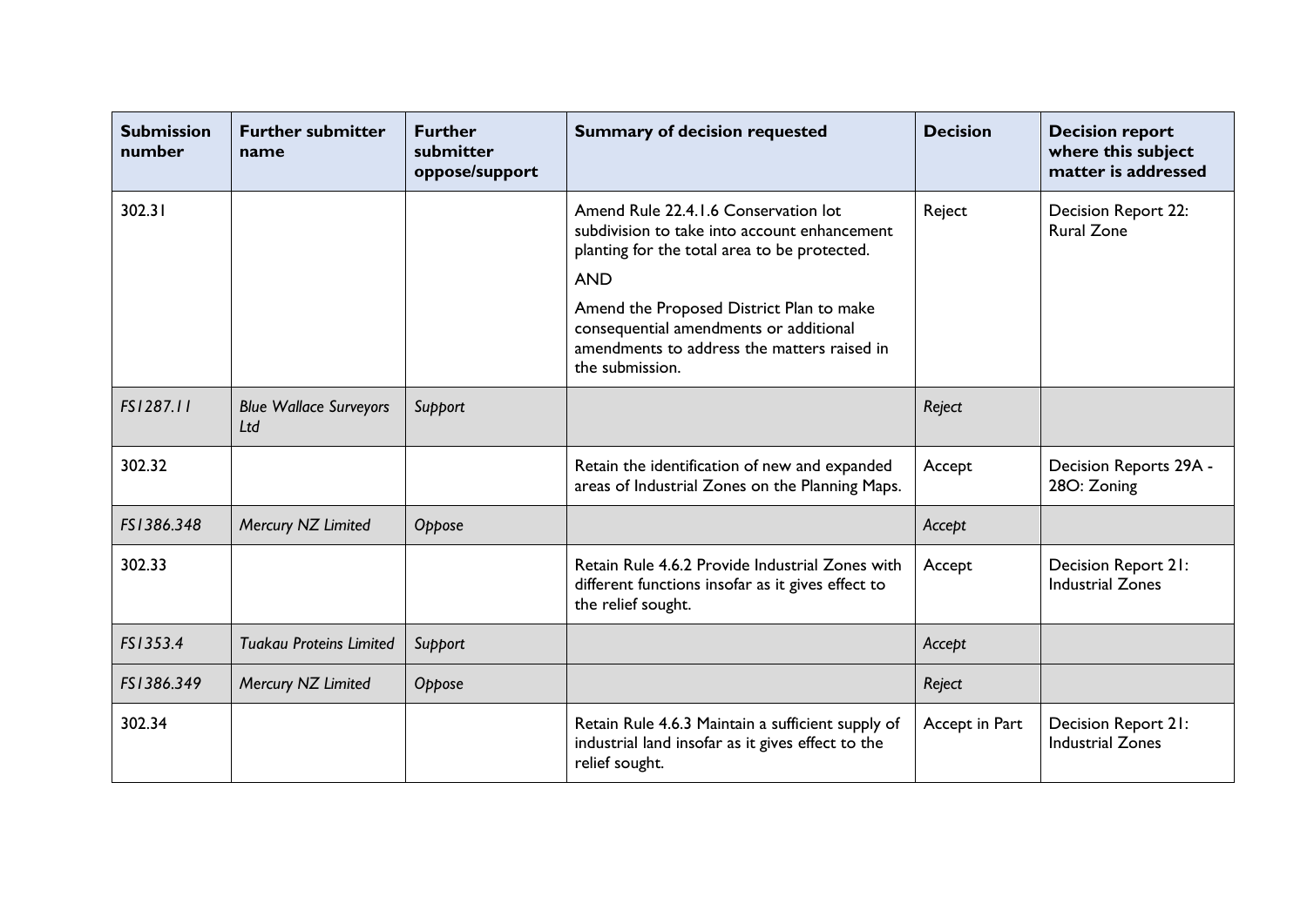| Submission number | Further submitter name | Further submitter oppose/support | Summary of decision requested | Decision | Decision report where this subject matter is addressed |
|---|---|---|---|---|---|
| 302.31 | | | Amend Rule 22.4.1.6 Conservation lot subdivision to take into account enhancement planting for the total area to be protected.<br><br>AND<br><br>Amend the Proposed District Plan to make consequential amendments or additional amendments to address the matters raised in the submission. | Reject | Decision Report 22: Rural Zone |
| *FS1287.11* | *Blue Wallace Surveyors Ltd* | *Support* | | *Reject* | |
| 302.32 | | | Retain the identification of new and expanded areas of Industrial Zones on the Planning Maps. | Accept | Decision Reports 29A - 28O: Zoning |
| *FS1386.348* | *Mercury NZ Limited* | *Oppose* | | *Accept* | |
| 302.33 | | | Retain Rule 4.6.2 Provide Industrial Zones with different functions insofar as it gives effect to the relief sought. | Accept | Decision Report 21: Industrial Zones |
| *FS1353.4* | *Tuakau Proteins Limited* | *Support* | | *Accept* | |
| *FS1386.349* | *Mercury NZ Limited* | *Oppose* | | *Reject* | |
| 302.34 | | | Retain Rule 4.6.3 Maintain a sufficient supply of industrial land insofar as it gives effect to the relief sought. | Accept in Part | Decision Report 21: Industrial Zones |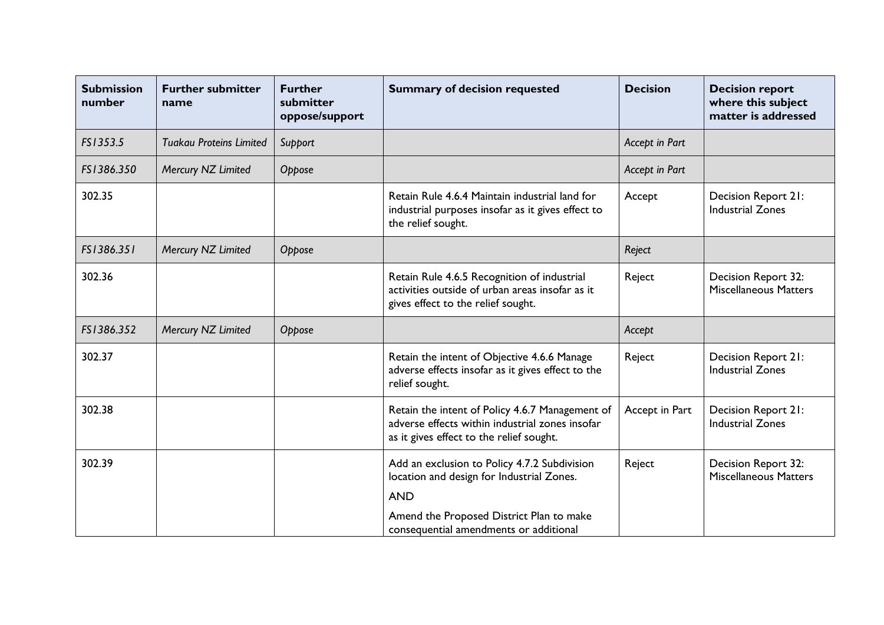| Submission number | Further submitter name | Further submitter oppose/support | Summary of decision requested | Decision | Decision report where this subject matter is addressed |
|---|---|---|---|---|---|
| *FS1353.5* | *Tuakau Proteins Limited* | *Support* | | *Accept in Part* | |
| *FS1386.350* | *Mercury NZ Limited* | *Oppose* | | *Accept in Part* | |
| 302.35 | | | Retain Rule 4.6.4 Maintain industrial land for industrial purposes insofar as it gives effect to the relief sought. | Accept | Decision Report 21: Industrial Zones |
| *FS1386.351* | *Mercury NZ Limited* | *Oppose* | | *Reject* | |
| 302.36 | | | Retain Rule 4.6.5 Recognition of industrial activities outside of urban areas insofar as it gives effect to the relief sought. | Reject | Decision Report 32: Miscellaneous Matters |
| *FS1386.352* | *Mercury NZ Limited* | *Oppose* | | *Accept* | |
| 302.37 | | | Retain the intent of Objective 4.6.6 Manage adverse effects insofar as it gives effect to the relief sought. | Reject | Decision Report 21: Industrial Zones |
| 302.38 | | | Retain the intent of Policy 4.6.7 Management of adverse effects within industrial zones insofar as it gives effect to the relief sought. | Accept in Part | Decision Report 21: Industrial Zones |
| 302.39 | | | Add an exclusion to Policy 4.7.2 Subdivision location and design for Industrial Zones.<br><br>AND<br><br>Amend the Proposed District Plan to make consequential amendments or additional | Reject | Decision Report 32: Miscellaneous Matters |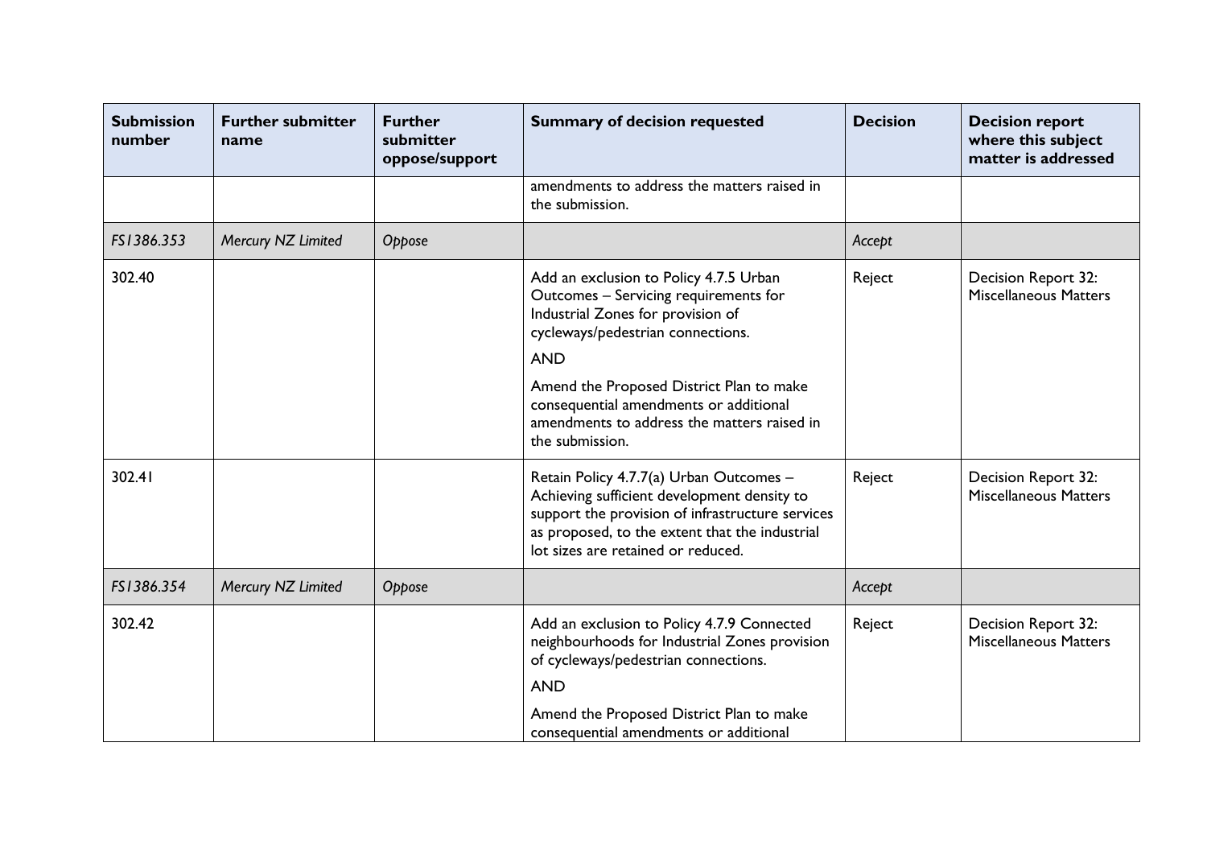| Submission number | Further submitter name | Further submitter oppose/support | Summary of decision requested | Decision | Decision report where this subject matter is addressed |
|---|---|---|---|---|---|
| | | | amendments to address the matters raised in the submission. | | |
| *FS1386.353* | *Mercury NZ Limited* | *Oppose* | | *Accept* | |
| 302.40 | | | Add an exclusion to Policy 4.7.5 Urban Outcomes – Servicing requirements for Industrial Zones for provision of cycleways/pedestrian connections.<br><br>AND<br><br>Amend the Proposed District Plan to make consequential amendments or additional amendments to address the matters raised in the submission. | Reject | Decision Report 32: Miscellaneous Matters |
| 302.41 | | | Retain Policy 4.7.7(a) Urban Outcomes – Achieving sufficient development density to support the provision of infrastructure services as proposed, to the extent that the industrial lot sizes are retained or reduced. | Reject | Decision Report 32: Miscellaneous Matters |
| *FS1386.354* | *Mercury NZ Limited* | *Oppose* | | *Accept* | |
| 302.42 | | | Add an exclusion to Policy 4.7.9 Connected neighbourhoods for Industrial Zones provision of cycleways/pedestrian connections.<br><br>AND<br><br>Amend the Proposed District Plan to make consequential amendments or additional | Reject | Decision Report 32: Miscellaneous Matters |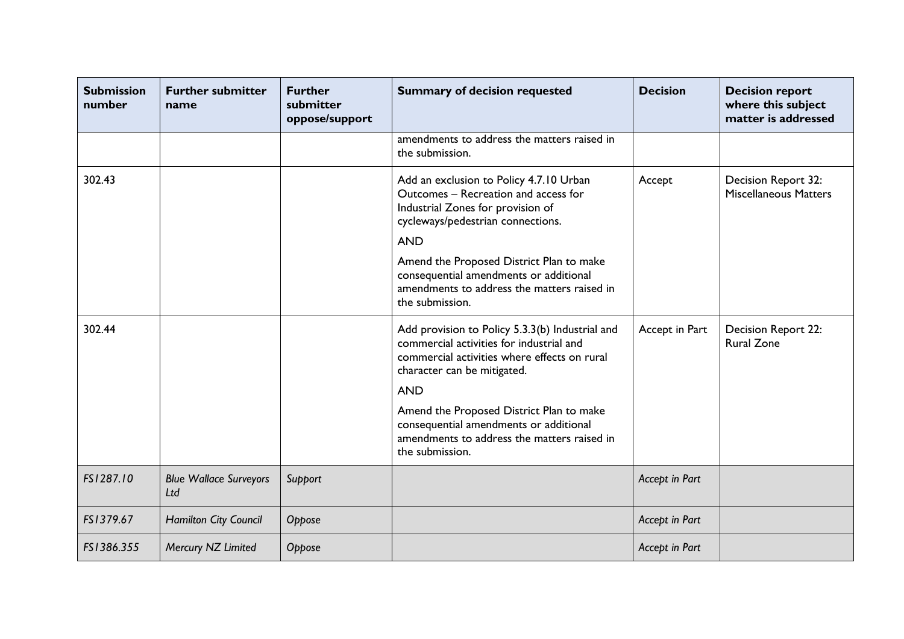| Submission number | Further submitter name | Further submitter oppose/support | Summary of decision requested | Decision | Decision report where this subject matter is addressed |
|---|---|---|---|---|---|
| | | | amendments to address the matters raised in the submission. | | |
| 302.43 | | | Add an exclusion to Policy 4.7.10 Urban Outcomes – Recreation and access for Industrial Zones for provision of cycleways/pedestrian connections. <br><br> AND <br><br> Amend the Proposed District Plan to make consequential amendments or additional amendments to address the matters raised in the submission. | Accept | Decision Report 32: Miscellaneous Matters |
| 302.44 | | | Add provision to Policy 5.3.3(b) Industrial and commercial activities for industrial and commercial activities where effects on rural character can be mitigated. <br><br> AND <br><br> Amend the Proposed District Plan to make consequential amendments or additional amendments to address the matters raised in the submission. | Accept in Part | Decision Report 22: Rural Zone |
| *FS1287.10* | *Blue Wallace Surveyors Ltd* | *Support* | | *Accept in Part* | |
| *FS1379.67* | *Hamilton City Council* | *Oppose* | | *Accept in Part* | |
| *FS1386.355* | *Mercury NZ Limited* | *Oppose* | | *Accept in Part* | |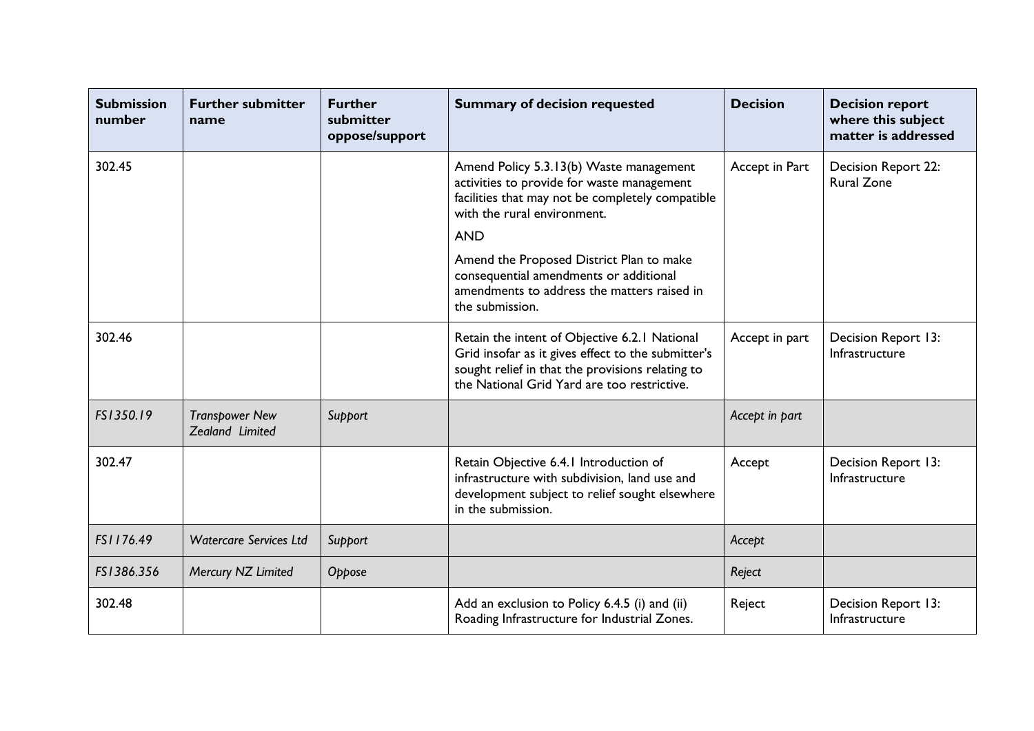| Submission number | Further submitter name | Further submitter oppose/support | Summary of decision requested | Decision | Decision report where this subject matter is addressed |
|---|---|---|---|---|---|
| 302.45 | | | Amend Policy 5.3.13(b) Waste management activities to provide for waste management facilities that may not be completely compatible with the rural environment.<br><br>AND<br><br>Amend the Proposed District Plan to make consequential amendments or additional amendments to address the matters raised in the submission. | Accept in Part | Decision Report 22: Rural Zone |
| 302.46 | | | Retain the intent of Objective 6.2.1 National Grid insofar as it gives effect to the submitter's sought relief in that the provisions relating to the National Grid Yard are too restrictive. | Accept in part | Decision Report 13: Infrastructure |
| *FS1350.19* | *Transpower New Zealand Limited* | *Support* | | *Accept in part* | |
| 302.47 | | | Retain Objective 6.4.1 Introduction of infrastructure with subdivision, land use and development subject to relief sought elsewhere in the submission. | Accept | Decision Report 13: Infrastructure |
| *FS1176.49* | *Watercare Services Ltd* | *Support* | | *Accept* | |
| *FS1386.356* | *Mercury NZ Limited* | *Oppose* | | *Reject* | |
| 302.48 | | | Add an exclusion to Policy 6.4.5 (i) and (ii) Roading Infrastructure for Industrial Zones. | Reject | Decision Report 13: Infrastructure |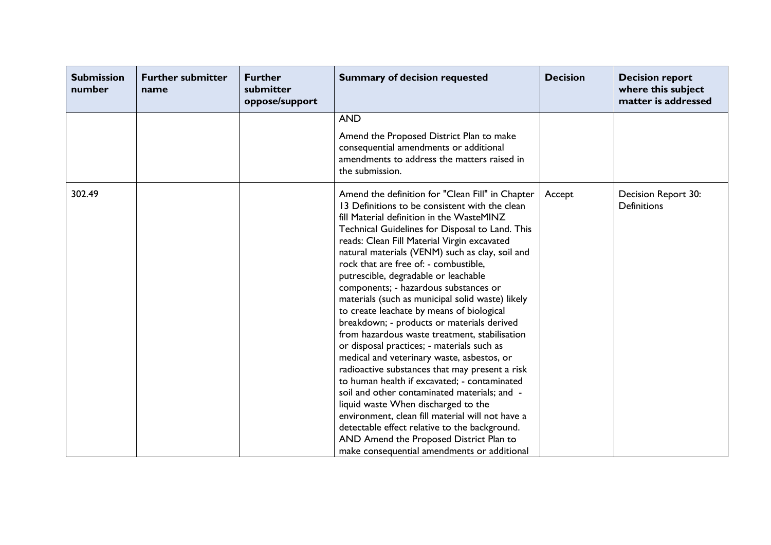| Submission number | Further submitter name | Further submitter oppose/support | Summary of decision requested | Decision | Decision report where this subject matter is addressed |
|---|---|---|---|---|---|
| | | | AND<br><br>Amend the Proposed District Plan to make consequential amendments or additional amendments to address the matters raised in the submission. | | |
| 302.49 | | | Amend the definition for "Clean Fill" in Chapter 13 Definitions to be consistent with the clean fill Material definition in the WasteMINZ Technical Guidelines for Disposal to Land. This reads: Clean Fill Material Virgin excavated natural materials (VENM) such as clay, soil and rock that are free of: - combustible, putrescible, degradable or leachable components; - hazardous substances or materials (such as municipal solid waste) likely to create leachate by means of biological breakdown; - products or materials derived from hazardous waste treatment, stabilisation or disposal practices; - materials such as medical and veterinary waste, asbestos, or radioactive substances that may present a risk to human health if excavated; - contaminated soil and other contaminated materials; and - liquid waste When discharged to the environment, clean fill material will not have a detectable effect relative to the background. AND Amend the Proposed District Plan to make consequential amendments or additional | Accept | Decision Report 30: Definitions |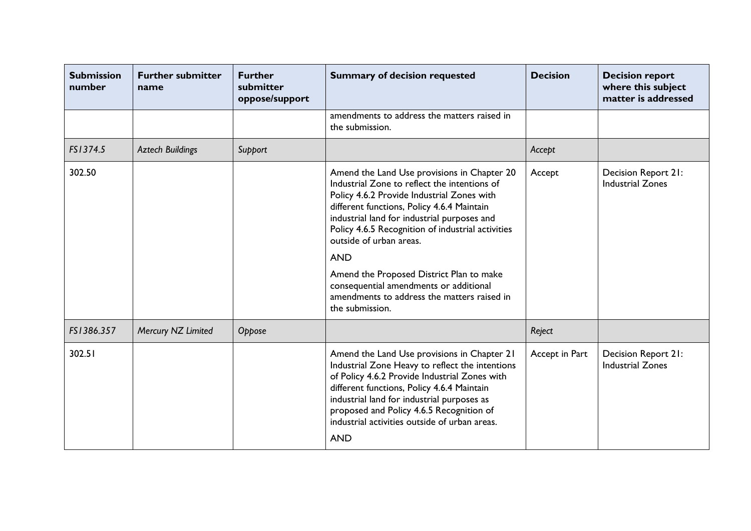| Submission number | Further submitter name | Further submitter oppose/support | Summary of decision requested | Decision | Decision report where this subject matter is addressed |
|---|---|---|---|---|---|
| | | | amendments to address the matters raised in the submission. | | |
| *FS1374.5* | *Aztech Buildings* | *Support* | | *Accept* | |
| 302.50 | | | Amend the Land Use provisions in Chapter 20 Industrial Zone to reflect the intentions of Policy 4.6.2 Provide Industrial Zones with different functions, Policy 4.6.4 Maintain industrial land for industrial purposes and Policy 4.6.5 Recognition of industrial activities outside of urban areas.<br><br>AND<br><br>Amend the Proposed District Plan to make consequential amendments or additional amendments to address the matters raised in the submission. | Accept | Decision Report 21: Industrial Zones |
| *FS1386.357* | *Mercury NZ Limited* | *Oppose* | | *Reject* | |
| 302.51 | | | Amend the Land Use provisions in Chapter 21 Industrial Zone Heavy to reflect the intentions of Policy 4.6.2 Provide Industrial Zones with different functions, Policy 4.6.4 Maintain industrial land for industrial purposes as proposed and Policy 4.6.5 Recognition of industrial activities outside of urban areas.<br><br>AND | Accept in Part | Decision Report 21: Industrial Zones |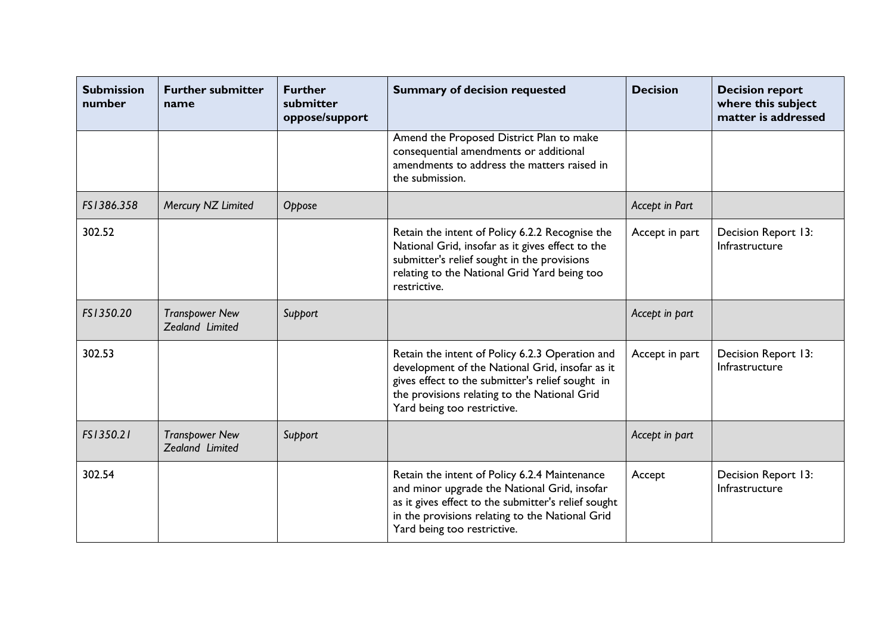| Submission number | Further submitter name | Further submitter oppose/support | Summary of decision requested | Decision | Decision report where this subject matter is addressed |
|---|---|---|---|---|---|
| | | | Amend the Proposed District Plan to make consequential amendments or additional amendments to address the matters raised in the submission. | | |
| *FS1386.358* | *Mercury NZ Limited* | *Oppose* | | *Accept in Part* | |
| 302.52 | | | Retain the intent of Policy 6.2.2 Recognise the National Grid, insofar as it gives effect to the submitter's relief sought in the provisions relating to the National Grid Yard being too restrictive. | Accept in part | Decision Report 13: Infrastructure |
| *FS1350.20* | *Transpower New Zealand Limited* | *Support* | | *Accept in part* | |
| 302.53 | | | Retain the intent of Policy 6.2.3 Operation and development of the National Grid, insofar as it gives effect to the submitter's relief sought in the provisions relating to the National Grid Yard being too restrictive. | Accept in part | Decision Report 13: Infrastructure |
| *FS1350.21* | *Transpower New Zealand Limited* | *Support* | | *Accept in part* | |
| 302.54 | | | Retain the intent of Policy 6.2.4 Maintenance and minor upgrade the National Grid, insofar as it gives effect to the submitter's relief sought in the provisions relating to the National Grid Yard being too restrictive. | Accept | Decision Report 13: Infrastructure |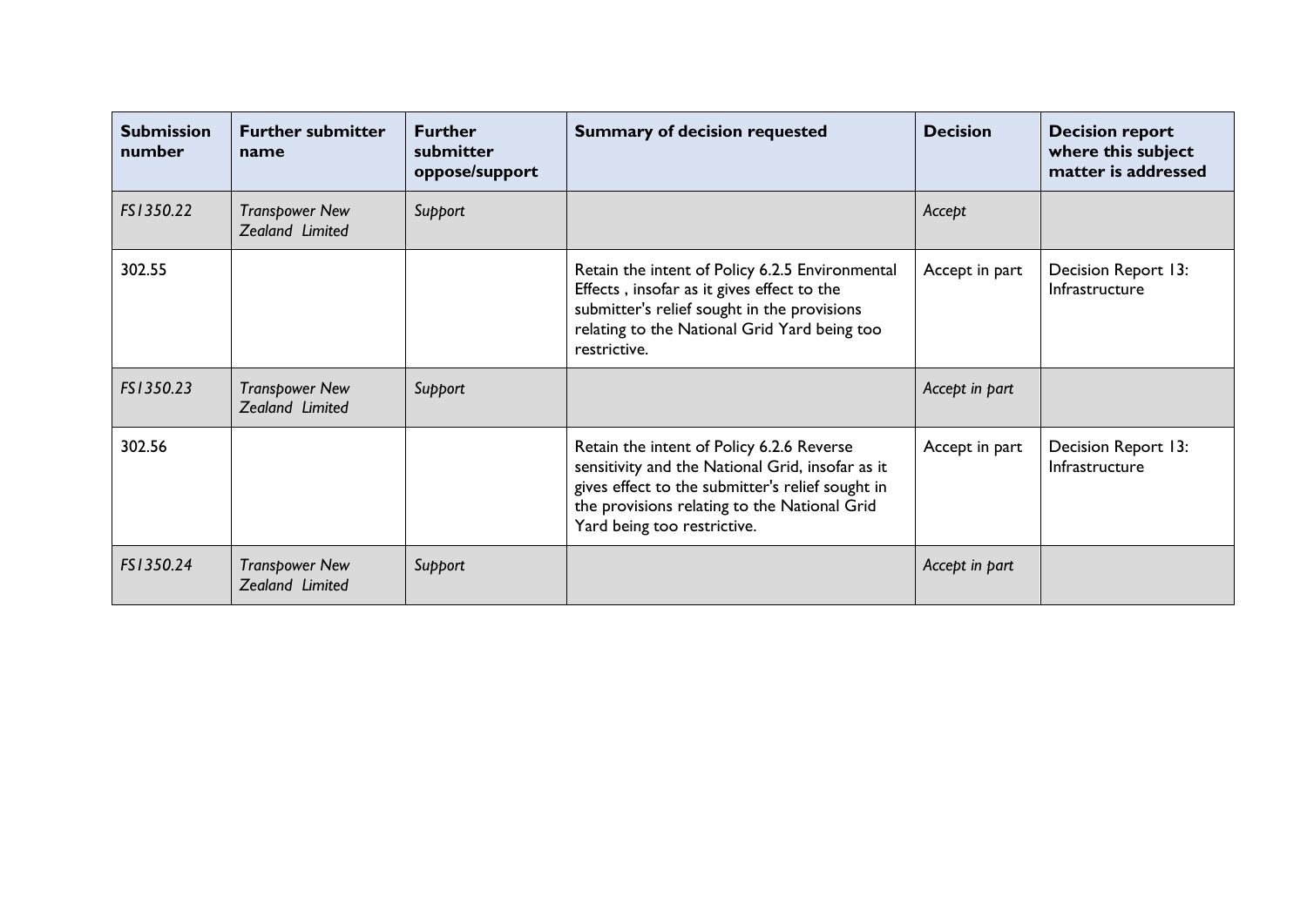| Submission number | Further submitter name | Further submitter oppose/support | Summary of decision requested | Decision | Decision report where this subject matter is addressed |
|---|---|---|---|---|---|
| *FS1350.22* | *Transpower New Zealand Limited* | *Support* | | *Accept* | |
| 302.55 | | | Retain the intent of Policy 6.2.5 Environmental Effects , insofar as it gives effect to the submitter's relief sought in the provisions relating to the National Grid Yard being too restrictive. | Accept in part | Decision Report 13: Infrastructure |
| *FS1350.23* | *Transpower New Zealand Limited* | *Support* | | *Accept in part* | |
| 302.56 | | | Retain the intent of Policy 6.2.6 Reverse sensitivity and the National Grid, insofar as it gives effect to the submitter's relief sought in the provisions relating to the National Grid Yard being too restrictive. | Accept in part | Decision Report 13: Infrastructure |
| *FS1350.24* | *Transpower New Zealand Limited* | *Support* | | *Accept in part* | |